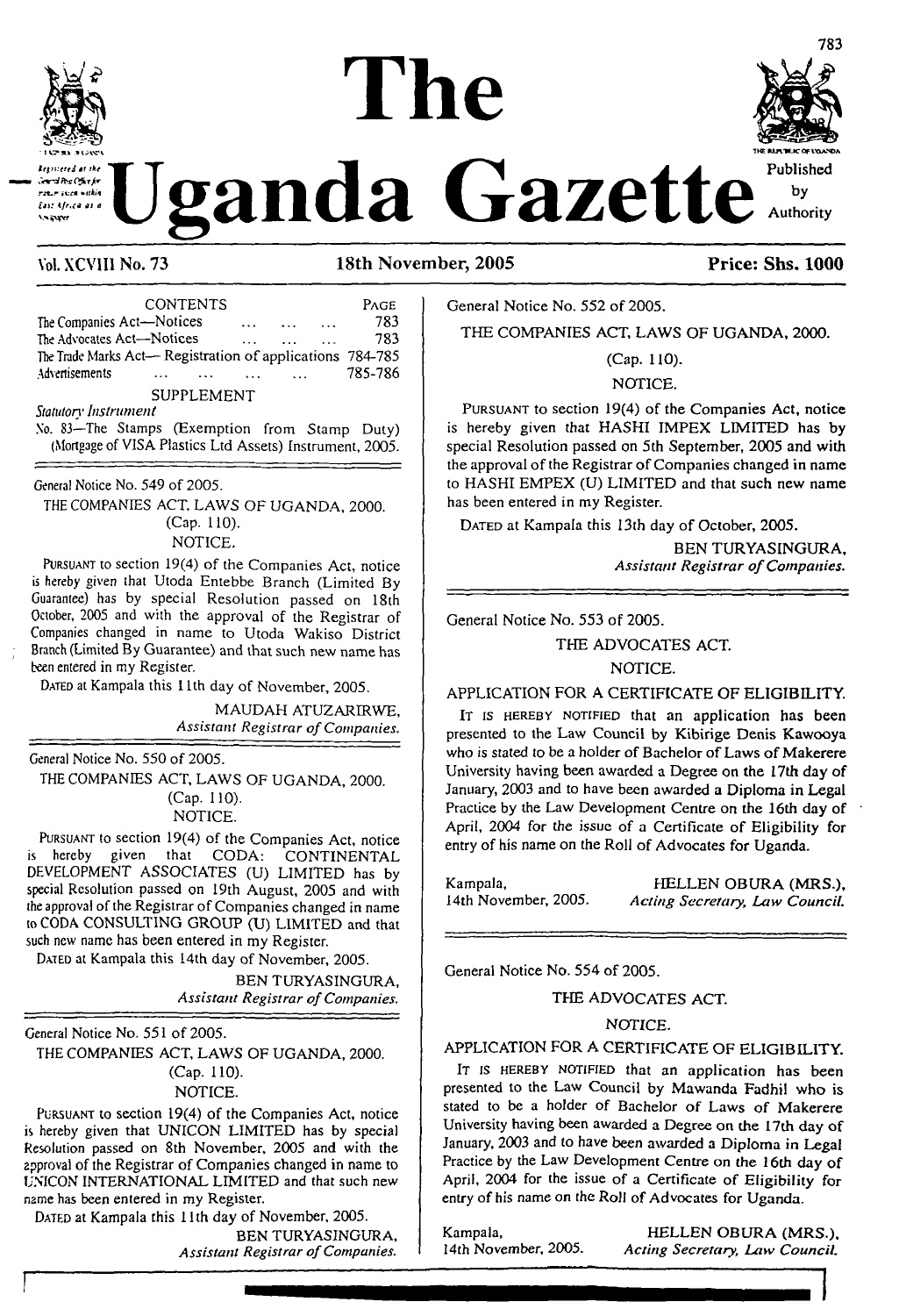# The Uganda Gazette

Registered at the General Post Office for transmission within East Africa as a Newspaper

Published by Authority

Vol. XCVIII No. 73 | 18th November, 2005 | Price: Shs. 1000

CONTENTS

| | PAGE |
|---|---|
| The Companies Act—Notices ... ... ... | 783 |
| The Advocates Act—Notices ... ... ... | 783 |
| The Trade Marks Act— Registration of applications | 784-785 |
| Advertisements ... ... ... ... ... | 785-786 |

SUPPLEMENT

*Statutory Instrument*

No. 83—The Stamps (Exemption from Stamp Duty) (Mortgage of VISA Plastics Ltd Assets) Instrument, 2005.

---

General Notice No. 549 of 2005.

THE COMPANIES ACT, LAWS OF UGANDA, 2000.

(Cap. 110).

NOTICE.

PURSUANT to section 19(4) of the Companies Act, notice is hereby given that Utoda Entebbe Branch (Limited By Guarantee) has by special Resolution passed on 18th October, 2005 and with the approval of the Registrar of Companies changed in name to Utoda Wakiso District Branch (Limited By Guarantee) and that such new name has been entered in my Register.

DATED at Kampala this 11th day of November, 2005.

MAUDAH ATUZARIRWE,
*Assistant Registrar of Companies.*

---

General Notice No. 550 of 2005.

THE COMPANIES ACT, LAWS OF UGANDA, 2000.

(Cap. 110).

NOTICE.

PURSUANT to section 19(4) of the Companies Act, notice is hereby given that CODA: CONTINENTAL DEVELOPMENT ASSOCIATES (U) LIMITED has by special Resolution passed on 19th August, 2005 and with the approval of the Registrar of Companies changed in name to CODA CONSULTING GROUP (U) LIMITED and that such new name has been entered in my Register.

DATED at Kampala this 14th day of November, 2005.

BEN TURYASINGURA,
*Assistant Registrar of Companies.*

---

General Notice No. 551 of 2005.

THE COMPANIES ACT, LAWS OF UGANDA, 2000.

(Cap. 110).

NOTICE.

PURSUANT to section 19(4) of the Companies Act, notice is hereby given that UNICON LIMITED has by special Resolution passed on 8th November, 2005 and with the approval of the Registrar of Companies changed in name to UNICON INTERNATIONAL LIMITED and that such new name has been entered in my Register.

DATED at Kampala this 11th day of November, 2005.

BEN TURYASINGURA,
*Assistant Registrar of Companies.*

---

General Notice No. 552 of 2005.

THE COMPANIES ACT, LAWS OF UGANDA, 2000.

(Cap. 110).

NOTICE.

PURSUANT to section 19(4) of the Companies Act, notice is hereby given that HASHI IMPEX LIMITED has by special Resolution passed on 5th September, 2005 and with the approval of the Registrar of Companies changed in name to HASHI EMPEX (U) LIMITED and that such new name has been entered in my Register.

DATED at Kampala this 13th day of October, 2005.

BEN TURYASINGURA,
*Assistant Registrar of Companies.*

---

General Notice No. 553 of 2005.

THE ADVOCATES ACT.

NOTICE.

APPLICATION FOR A CERTIFICATE OF ELIGIBILITY.

IT IS HEREBY NOTIFIED that an application has been presented to the Law Council by Kibirige Denis Kawooya who is stated to be a holder of Bachelor of Laws of Makerere University having been awarded a Degree on the 17th day of January, 2003 and to have been awarded a Diploma in Legal Practice by the Law Development Centre on the 16th day of April, 2004 for the issue of a Certificate of Eligibility for entry of his name on the Roll of Advocates for Uganda.

Kampala,
14th November, 2005.

HELLEN OBURA (MRS.),
*Acting Secretary, Law Council.*

---

General Notice No. 554 of 2005.

THE ADVOCATES ACT.

NOTICE.

APPLICATION FOR A CERTIFICATE OF ELIGIBILITY.

IT IS HEREBY NOTIFIED that an application has been presented to the Law Council by Mawanda Fadhil who is stated to be a holder of Bachelor of Laws of Makerere University having been awarded a Degree on the 17th day of January, 2003 and to have been awarded a Diploma in Legal Practice by the Law Development Centre on the 16th day of April, 2004 for the issue of a Certificate of Eligibility for entry of his name on the Roll of Advocates for Uganda.

Kampala,
14th November, 2005.

HELLEN OBURA (MRS.),
*Acting Secretary, Law Council.*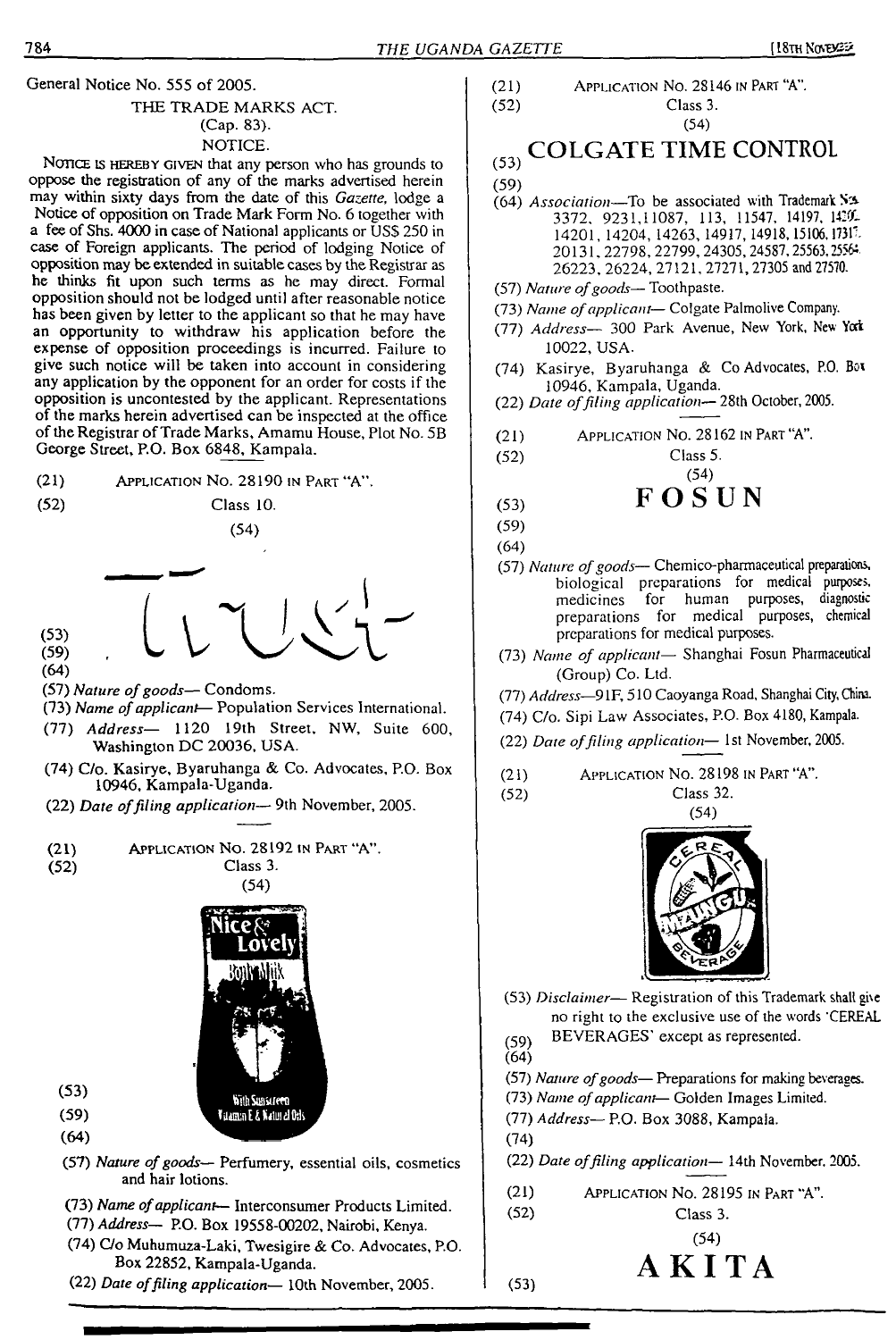General Notice No. 555 of 2005.

THE TRADE MARKS ACT.

(Cap. 83).

NOTICE.

NOTICE IS HEREBY GIVEN that any person who has grounds to oppose the registration of any of the marks advertised herein may within sixty days from the date of this *Gazette,* lodge a Notice of opposition on Trade Mark Form No. 6 together with a fee of Shs. 4000 in case of National applicants or US$ 250 in case of Foreign applicants. The period of lodging Notice of opposition may be extended in suitable cases by the Registrar as he thinks fit upon such terms as he may direct. Formal opposition should not be lodged until after reasonable notice has been given by letter to the applicant so that he may have an opportunity to withdraw his application before the expense of opposition proceedings is incurred. Failure to give such notice will be taken into account in considering any application by the opponent for an order for costs if the opposition is uncontested by the applicant. Representations of the marks herein advertised can be inspected at the office of the Registrar of Trade Marks, Amamu House, Plot No. 5B George Street, P.O. Box 6848, Kampala.

(21) APPLICATION No. 28190 IN PART "A".

(52) Class 10.

(54)

Trust

(53)

(59)

(64)

(57) *Nature of goods*— Condoms.

(73) *Name of applicant*— Population Services International.

(77) *Address*— 1120 19th Street, NW, Suite 600, Washington DC 20036, USA.

(74) C/o. Kasirye, Byaruhanga & Co. Advocates, P.O. Box 10946, Kampala-Uganda.

(22) *Date of filing application*— 9th November, 2005.

(21) APPLICATION No. 28192 IN PART "A".

(52) Class 3.

(54)

Nice & Lovely Body Milk — With Sunscreen Vitamin E & Natural Oils

(53)

(59)

(64)

(57) *Nature of goods*— Perfumery, essential oils, cosmetics and hair lotions.

(73) *Name of applicant*— Interconsumer Products Limited.

(77) *Address*— P.O. Box 19558-00202, Nairobi, Kenya.

(74) C/o Muhumuza-Laki, Twesigire & Co. Advocates, P.O. Box 22852, Kampala-Uganda.

(22) *Date of filing application*— 10th November, 2005.

(21) APPLICATION No. 28146 IN PART "A".

(52) Class 3.

(54)

(53) **COLGATE TIME CONTROL**

(59)

(64) *Association*—To be associated with Trademark Nos. 3372, 9231, 11087, 113, 11547, 14197, 1420_, 14201, 14204, 14263, 14917, 14918, 15106, 1731_, 20131, 22798, 22799, 24305, 24587, 25563, 2556_, 26223, 26224, 27121, 27271, 27305 and 27570.

(57) *Nature of goods*— Toothpaste.

(73) *Name of applicant*— Colgate Palmolive Company.

(77) *Address*— 300 Park Avenue, New York, New York 10022, USA.

(74) Kasirye, Byaruhanga & Co Advocates, P.O. Box 10946, Kampala, Uganda.

(22) *Date of filing application*— 28th October, 2005.

(21) APPLICATION No. 28162 IN PART "A".

(52) Class 5.

(54)

(53) **FOSUN**

(59)

(64)

(57) *Nature of goods*— Chemico-pharmaceutical preparations, biological preparations for medical purposes, medicines for human purposes, diagnostic preparations for medical purposes, chemical preparations for medical purposes.

(73) *Name of applicant*— Shanghai Fosun Pharmaceutical (Group) Co. Ltd.

(77) *Address*—91F, 510 Caoyanga Road, Shanghai City, China.

(74) C/o. Sipi Law Associates, P.O. Box 4180, Kampala.

(22) *Date of filing application*— 1st November, 2005.

(21) APPLICATION No. 28198 IN PART "A".

(52) Class 32.

(54)

CEREAL MAINGI BEVERAGE

(53) *Disclaimer*— Registration of this Trademark shall give no right to the exclusive use of the words 'CEREAL BEVERAGES' except as represented.

(59)

(64)

(57) *Nature of goods*— Preparations for making beverages.

(73) *Name of applicant*— Golden Images Limited.

(77) *Address*— P.O. Box 3088, Kampala.

(74)

(22) *Date of filing application*— 14th November, 2005.

(21) APPLICATION No. 28195 IN PART "A".

(52) Class 3.

(54)

(53) **AKITA**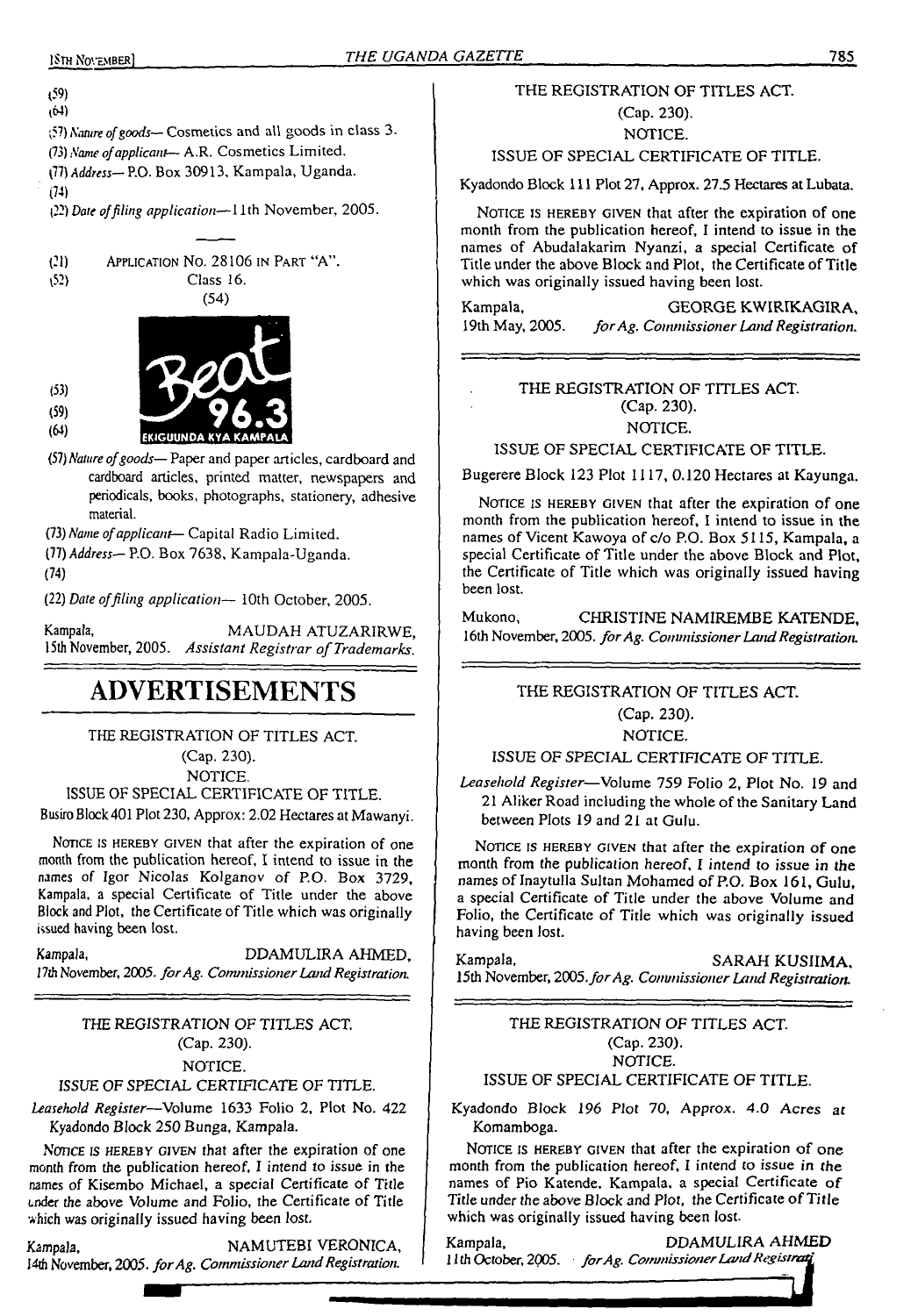(59)
(64)
(57) *Nature of goods*— Cosmetics and all goods in class 3.
(73) *Name of applicant*— A.R. Cosmetics Limited.
(77) *Address*— P.O. Box 30913, Kampala, Uganda.
(74)
(22) *Date of filing application*— 11th November, 2005.

---

(21) APPLICATION No. 28106 IN PART "A".
(52) Class 16.
(54)

Beat 96.3
EKIGUUNDA KYA KAMPALA

(53)
(59)
(64)

(57) *Nature of goods*— Paper and paper articles, cardboard and cardboard articles, printed matter, newspapers and periodicals, books, photographs, stationery, adhesive material.
(73) *Name of applicant*— Capital Radio Limited.
(77) *Address*— P.O. Box 7638, Kampala-Uganda.
(74)
(22) *Date of filing application*— 10th October, 2005.

Kampala, MAUDAH ATUZARIRWE,
15th November, 2005. *Assistant Registrar of Trademarks.*

# ADVERTISEMENTS

THE REGISTRATION OF TITLES ACT.
(Cap. 230).
NOTICE.
ISSUE OF SPECIAL CERTIFICATE OF TITLE.

Busiro Block 401 Plot 230, Approx: 2.02 Hectares at Mawanyi.

NOTICE IS HEREBY GIVEN that after the expiration of one month from the publication hereof, I intend to issue in the names of Igor Nicolas Kolganov of P.O. Box 3729, Kampala, a special Certificate of Title under the above Block and Plot, the Certificate of Title which was originally issued having been lost.

Kampala, DDAMULIRA AHMED,
17th November, 2005. *for Ag. Commissioner Land Registration.*

---

THE REGISTRATION OF TITLES ACT.
(Cap. 230).
NOTICE.
ISSUE OF SPECIAL CERTIFICATE OF TITLE.

*Leasehold Register*—Volume 1633 Folio 2, Plot No. 422 Kyadondo Block 250 Bunga, Kampala.

NOTICE IS HEREBY GIVEN that after the expiration of one month from the publication hereof, I intend to issue in the names of Kisembo Michael, a special Certificate of Title under the above Volume and Folio, the Certificate of Title which was originally issued having been lost.

Kampala, NAMUTEBI VERONICA,
14th November, 2005. *for Ag. Commissioner Land Registration.*

---

THE REGISTRATION OF TITLES ACT.
(Cap. 230).
NOTICE.
ISSUE OF SPECIAL CERTIFICATE OF TITLE.

Kyadondo Block 111 Plot 27, Approx. 27.5 Hectares at Lubata.

NOTICE IS HEREBY GIVEN that after the expiration of one month from the publication hereof, I intend to issue in the names of Abudalakarim Nyanzi, a special Certificate of Title under the above Block and Plot, the Certificate of Title which was originally issued having been lost.

Kampala, GEORGE KWIRIKAGIRA,
19th May, 2005. *for Ag. Commissioner Land Registration.*

---

THE REGISTRATION OF TITLES ACT.
(Cap. 230).
NOTICE.
ISSUE OF SPECIAL CERTIFICATE OF TITLE.

Bugerere Block 123 Plot 1117, 0.120 Hectares at Kayunga.

NOTICE IS HEREBY GIVEN that after the expiration of one month from the publication hereof, I intend to issue in the names of Vicent Kawoya of c/o P.O. Box 5115, Kampala, a special Certificate of Title under the above Block and Plot, the Certificate of Title which was originally issued having been lost.

Mukono, CHRISTINE NAMIREMBE KATENDE,
16th November, 2005. *for Ag. Commissioner Land Registration.*

---

THE REGISTRATION OF TITLES ACT.
(Cap. 230).
NOTICE.
ISSUE OF SPECIAL CERTIFICATE OF TITLE.

*Leasehold Register*—Volume 759 Folio 2, Plot No. 19 and 21 Aliker Road including the whole of the Sanitary Land between Plots 19 and 21 at Gulu.

NOTICE IS HEREBY GIVEN that after the expiration of one month from the publication hereof, I intend to issue in the names of Inaytulla Sultan Mohamed of P.O. Box 161, Gulu, a special Certificate of Title under the above Volume and Folio, the Certificate of Title which was originally issued having been lost.

Kampala, SARAH KUSIIMA,
15th November, 2005. *for Ag. Commissioner Land Registration.*

---

THE REGISTRATION OF TITLES ACT.
(Cap. 230).
NOTICE.
ISSUE OF SPECIAL CERTIFICATE OF TITLE.

Kyadondo Block 196 Plot 70, Approx. 4.0 Acres at Komamboga.

NOTICE IS HEREBY GIVEN that after the expiration of one month from the publication hereof, I intend to issue in the names of Pio Katende, Kampala, a special Certificate of Title under the above Block and Plot, the Certificate of Title which was originally issued having been lost.

Kampala, DDAMULIRA AHMED
11th October, 2005. *for Ag. Commissioner Land Registration.*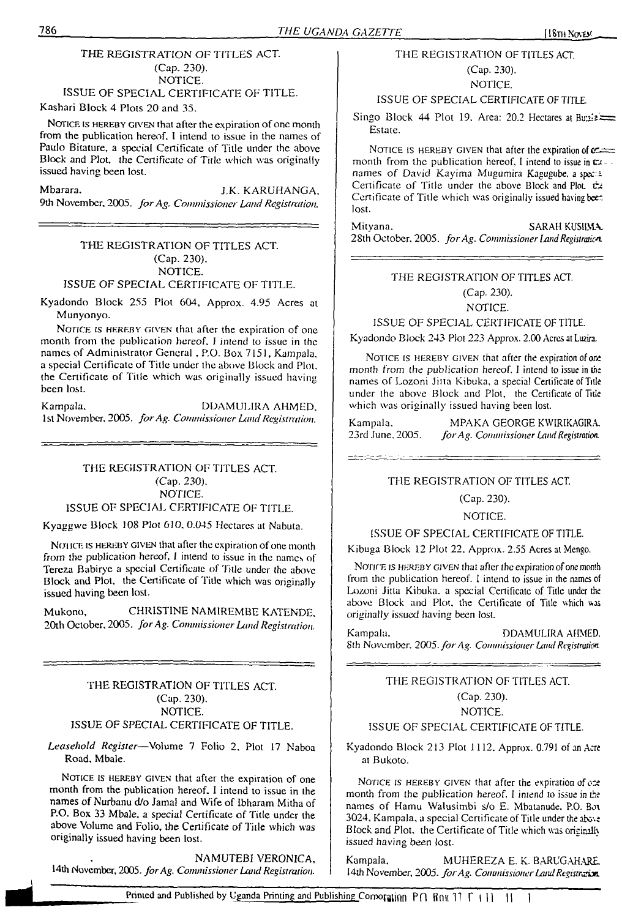THE REGISTRATION OF TITLES ACT.
(Cap. 230).
NOTICE.
ISSUE OF SPECIAL CERTIFICATE OF TITLE.

Kashari Block 4 Plots 20 and 35.

NOTICE IS HEREBY GIVEN that after the expiration of one month from the publication hereof, I intend to issue in the names of Paulo Bitature, a special Certificate of Title under the above Block and Plot, the Certificate of Title which was originally issued having been lost.

Mbarara, J.K. KARUHANGA,
9th November, 2005. *for Ag. Commissioner Land Registration.*

---

THE REGISTRATION OF TITLES ACT.
(Cap. 230).
NOTICE.
ISSUE OF SPECIAL CERTIFICATE OF TITLE.

Kyadondo Block 255 Plot 604, Approx. 4.95 Acres at Munyonyo.

NOTICE IS HEREBY GIVEN that after the expiration of one month from the publication hereof, I intend to issue in the names of Administrator General , P.O. Box 7151, Kampala, a special Certificate of Title under the above Block and Plot, the Certificate of Title which was originally issued having been lost.

Kampala, DDAMULIRA AHMED,
1st November, 2005. *for Ag. Commissioner Land Registration.*

---

THE REGISTRATION OF TITLES ACT.
(Cap. 230).
NOTICE.
ISSUE OF SPECIAL CERTIFICATE OF TITLE.

Kyaggwe Block 108 Plot 610, 0.045 Hectares at Nabuta.

NOTICE IS HEREBY GIVEN that after the expiration of one month from the publication hereof, I intend to issue in the names of Tereza Babirye a special Certificate of Title under the above Block and Plot, the Certificate of Title which was originally issued having been lost.

Mukono, CHRISTINE NAMIREMBE KATENDE,
20th October, 2005. *for Ag. Commissioner Land Registration.*

---

THE REGISTRATION OF TITLES ACT.
(Cap. 230).
NOTICE.
ISSUE OF SPECIAL CERTIFICATE OF TITLE.

*Leasehold Register*—Volume 7 Folio 2, Plot 17 Naboa Road, Mbale.

NOTICE IS HEREBY GIVEN that after the expiration of one month from the publication hereof, I intend to issue in the names of Nurbanu d/o Jamal and Wife of Ibharam Mitha of P.O. Box 33 Mbale, a special Certificate of Title under the above Volume and Folio, the Certificate of Title which was originally issued having been lost.

NAMUTEBI VERONICA,
14th November, 2005. *for Ag. Commissioner Land Registration.*

---

THE REGISTRATION OF TITLES ACT.
(Cap. 230).
NOTICE.
ISSUE OF SPECIAL CERTIFICATE OF TITLE.

Singo Block 44 Plot 19, Area: 20.2 Hectares at Buzi... Estate.

NOTICE IS HEREBY GIVEN that after the expiration of one month from the publication hereof, I intend to issue in the names of David Kayima Mugumira Kagugube, a special Certificate of Title under the above Block and Plot, the Certificate of Title which was originally issued having been lost.

Mityana, SARAH KUSIIMA,
28th October, 2005. *for Ag. Commissioner Land Registration.*

---

THE REGISTRATION OF TITLES ACT.
(Cap. 230).
NOTICE.
ISSUE OF SPECIAL CERTIFICATE OF TITLE.

Kyadondo Block 243 Plot 223 Approx. 2.00 Acres at Luzira.

NOTICE IS HEREBY GIVEN that after the expiration of one month from the publication hereof, I intend to issue in the names of Lozoni Jitta Kibuka, a special Certificate of Title under the above Block and Plot, the Certificate of Title which was originally issued having been lost.

Kampala, MPAKA GEORGE KWIRIKAGIRA,
23rd June, 2005. *for Ag. Commissioner Land Registration.*

---

THE REGISTRATION OF TITLES ACT.
(Cap. 230).
NOTICE.
ISSUE OF SPECIAL CERTIFICATE OF TITLE.

Kibuga Block 12 Plot 22, Approx. 2.55 Acres at Mengo.

NOTICE IS HEREBY GIVEN that after the expiration of one month from the publication hereof, I intend to issue in the names of Lozoni Jitta Kibuka, a special Certificate of Title under the above Block and Plot, the Certificate of Title which was originally issued having been lost.

Kampala, DDAMULIRA AHMED,
8th November, 2005. *for Ag. Commissioner Land Registration.*

---

THE REGISTRATION OF TITLES ACT.
(Cap. 230).
NOTICE.
ISSUE OF SPECIAL CERTIFICATE OF TITLE.

Kyadondo Block 213 Plot 1112, Approx. 0.791 of an Acre at Bukoto.

NOTICE IS HEREBY GIVEN that after the expiration of one month from the publication hereof, I intend to issue in the names of Hamu Walusimbi s/o E. Mbatanude, P.O. Box 3024, Kampala, a special Certificate of Title under the above Block and Plot, the Certificate of Title which was originally issued having been lost.

Kampala, MUHEREZA E. K. BARUGAHARE,
14th November, 2005. *for Ag. Commissioner Land Registration.*

Printed and Published by Uganda Printing and Publishing Corporation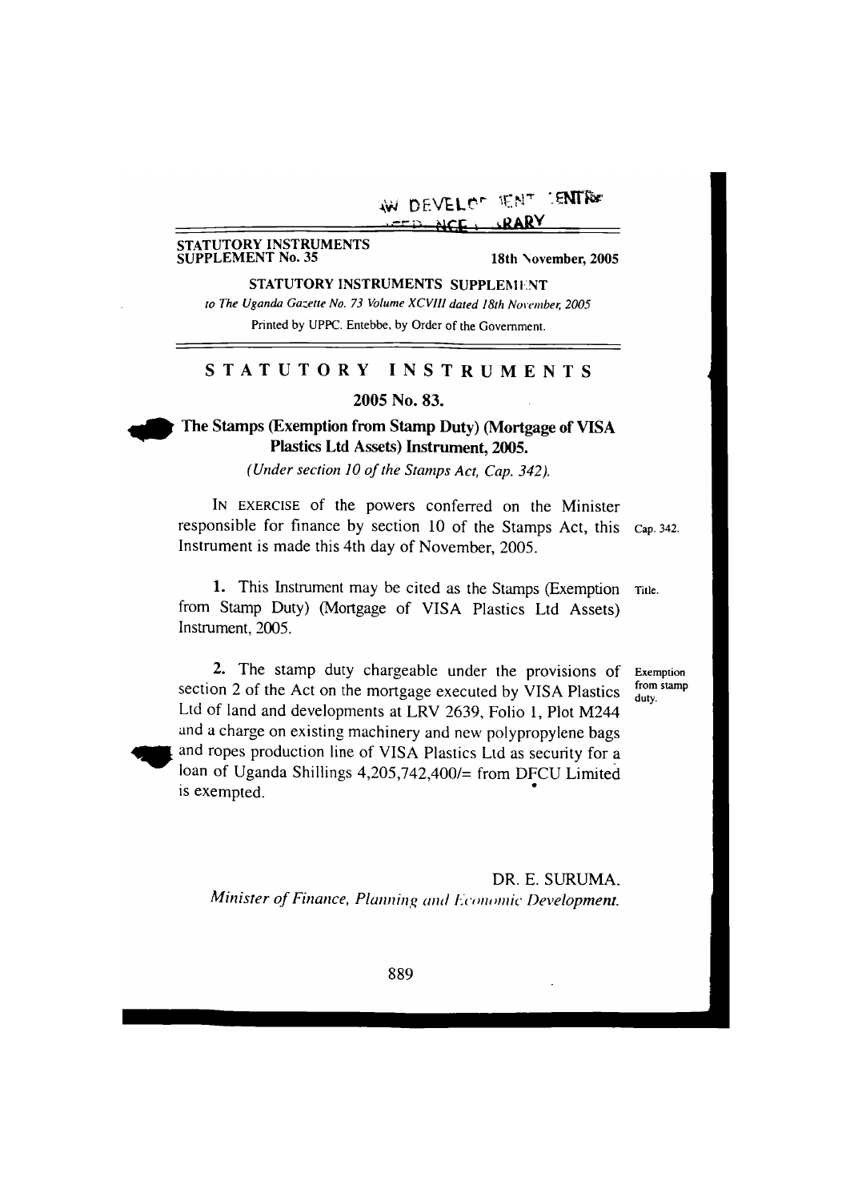STATUTORY INSTRUMENTS
SUPPLEMENT No. 35

18th November, 2005

STATUTORY INSTRUMENTS SUPPLEMENT

*to The Uganda Gazette No. 73 Volume XCVIII dated 18th November, 2005*

Printed by UPPC, Entebbe, by Order of the Government.

# STATUTORY INSTRUMENTS

## 2005 No. 83.

## The Stamps (Exemption from Stamp Duty) (Mortgage of VISA Plastics Ltd Assets) Instrument, 2005.

*(Under section 10 of the Stamps Act, Cap. 342).*

IN EXERCISE of the powers conferred on the Minister responsible for finance by section 10 of the Stamps Act, this Instrument is made this 4th day of November, 2005.

Cap. 342.

**1.** This Instrument may be cited as the Stamps (Exemption from Stamp Duty) (Mortgage of VISA Plastics Ltd Assets) Instrument, 2005.

Title.

**2.** The stamp duty chargeable under the provisions of section 2 of the Act on the mortgage executed by VISA Plastics Ltd of land and developments at LRV 2639, Folio 1, Plot M244 and a charge on existing machinery and new polypropylene bags and ropes production line of VISA Plastics Ltd as security for a loan of Uganda Shillings 4,205,742,400/= from DFCU Limited is exempted.

Exemption from stamp duty.

DR. E. SURUMA,
*Minister of Finance, Planning and Economic Development.*